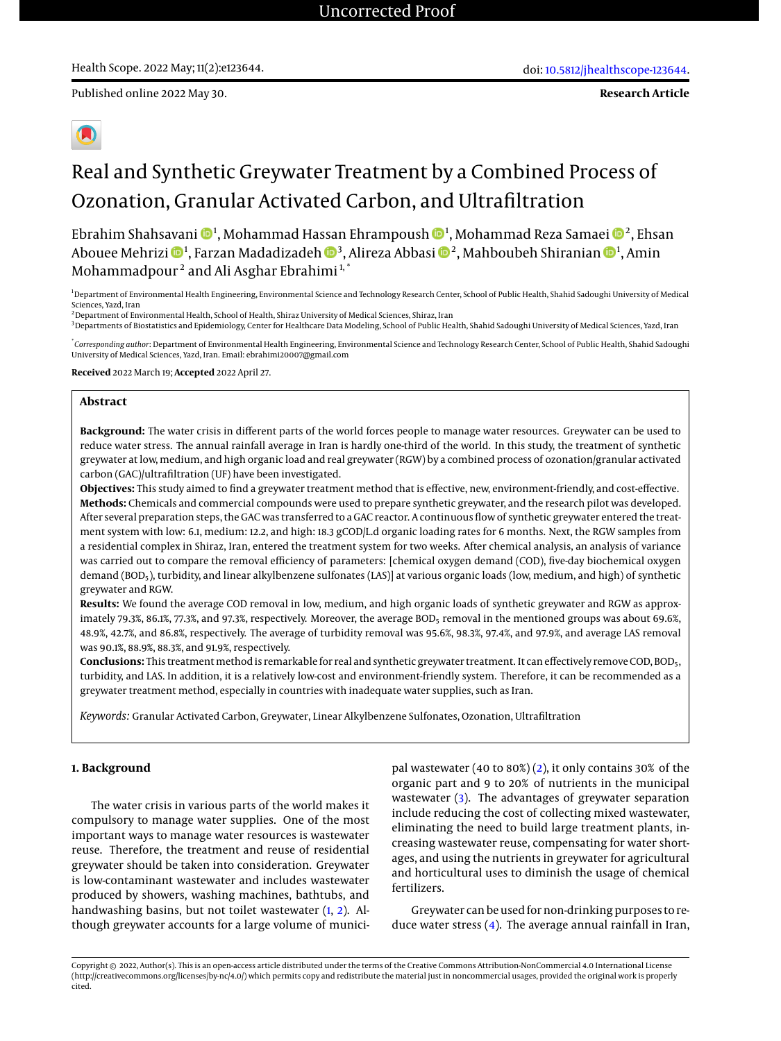Health Scope. 2022 May; 11(2):e123644.

doi: 10.5812/jhealthscope-123644.

Published online 2022 May 30.

**Research Article**

# Real and Synthetic Greywater Treatment by a Combined Process of Ozonation, Granular Activated Carbon, and Ultrafiltration

Ebrahim Shahsavani [1], Mohammad Hassan Ehrampoush [1], Mohammad Reza Samaei [2], Ehsan Abouee Mehrizi [1], Farzan Madadizadeh [3], Alireza Abbasi [2], Mahboubeh Shiranian [1], Amin Mohammadpour [2] and Ali Asghar Ebrahimi [1,*]

[1] Department of Environmental Health Engineering, Environmental Science and Technology Research Center, School of Public Health, Shahid Sadoughi University of Medical Sciences, Yazd, Iran

[2] Department of Environmental Health, School of Health, Shiraz University of Medical Sciences, Shiraz, Iran

[3] Departments of Biostatistics and Epidemiology, Center for Healthcare Data Modeling, School of Public Health, Shahid Sadoughi University of Medical Sciences, Yazd, Iran

[*] *Corresponding author*: Department of Environmental Health Engineering, Environmental Science and Technology Research Center, School of Public Health, Shahid Sadoughi University of Medical Sciences, Yazd, Iran. Email: ebrahimi20007@gmail.com

**Received** 2022 March 19; **Accepted** 2022 April 27.

## Abstract

**Background:** The water crisis in different parts of the world forces people to manage water resources. Greywater can be used to reduce water stress. The annual rainfall average in Iran is hardly one-third of the world. In this study, the treatment of synthetic greywater at low, medium, and high organic load and real greywater (RGW) by a combined process of ozonation/granular activated carbon (GAC)/ultrafiltration (UF) have been investigated.

**Objectives:** This study aimed to find a greywater treatment method that is effective, new, environment-friendly, and cost-effective.

**Methods:** Chemicals and commercial compounds were used to prepare synthetic greywater, and the research pilot was developed. After several preparation steps, the GAC was transferred to a GAC reactor. A continuous flow of synthetic greywater entered the treatment system with low: 6.1, medium: 12.2, and high: 18.3 gCOD/L.d organic loading rates for 6 months. Next, the RGW samples from a residential complex in Shiraz, Iran, entered the treatment system for two weeks. After chemical analysis, an analysis of variance was carried out to compare the removal efficiency of parameters: [chemical oxygen demand (COD), five-day biochemical oxygen demand ($BOD_5$), turbidity, and linear alkylbenzene sulfonates (LAS)] at various organic loads (low, medium, and high) of synthetic greywater and RGW.

**Results:** We found the average COD removal in low, medium, and high organic loads of synthetic greywater and RGW as approximately 79.3%, 86.1%, 77.3%, and 97.3%, respectively. Moreover, the average $BOD_5$ removal in the mentioned groups was about 69.6%, 48.9%, 42.7%, and 86.8%, respectively. The average of turbidity removal was 95.6%, 98.3%, 97.4%, and 97.9%, and average LAS removal was 90.1%, 88.9%, 88.3%, and 91.9%, respectively.

**Conclusions:** This treatment method is remarkable for real and synthetic greywater treatment. It can effectively remove COD, $BOD_5$, turbidity, and LAS. In addition, it is a relatively low-cost and environment-friendly system. Therefore, it can be recommended as a greywater treatment method, especially in countries with inadequate water supplies, such as Iran.

*Keywords:* Granular Activated Carbon, Greywater, Linear Alkylbenzene Sulfonates, Ozonation, Ultrafiltration

## 1. Background

The water crisis in various parts of the world makes it compulsory to manage water supplies. One of the most important ways to manage water resources is wastewater reuse. Therefore, the treatment and reuse of residential greywater should be taken into consideration. Greywater is low-contaminant wastewater and includes wastewater produced by showers, washing machines, bathtubs, and handwashing basins, but not toilet wastewater (1, 2). Although greywater accounts for a large volume of municipal wastewater (40 to 80%) (2), it only contains 30% of the organic part and 9 to 20% of nutrients in the municipal wastewater (3). The advantages of greywater separation include reducing the cost of collecting mixed wastewater, eliminating the need to build large treatment plants, increasing wastewater reuse, compensating for water shortages, and using the nutrients in greywater for agricultural and horticultural uses to diminish the usage of chemical fertilizers.

Greywater can be used for non-drinking purposes to reduce water stress (4). The average annual rainfall in Iran,

Copyright © 2022, Author(s). This is an open-access article distributed under the terms of the Creative Commons Attribution-NonCommercial 4.0 International License (http://creativecommons.org/licenses/by-nc/4.0/) which permits copy and redistribute the material just in noncommercial usages, provided the original work is properly cited.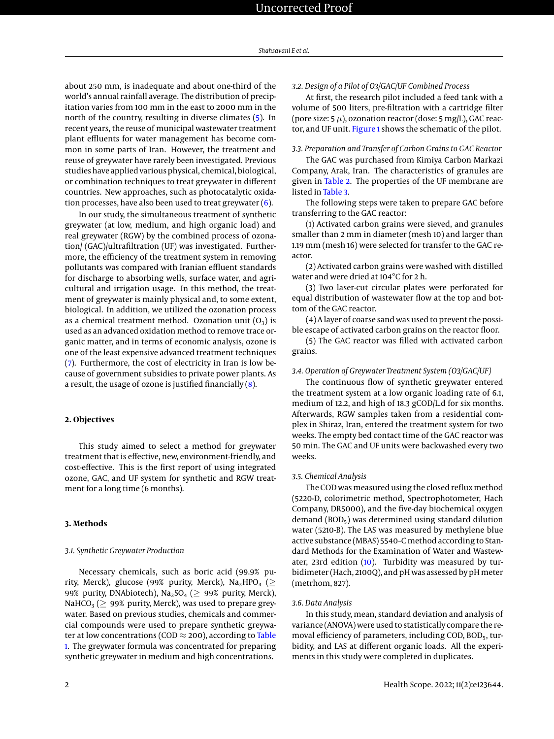about 250 mm, is inadequate and about one-third of the world's annual rainfall average. The distribution of precipitation varies from 100 mm in the east to 2000 mm in the north of the country, resulting in diverse climates (5). In recent years, the reuse of municipal wastewater treatment plant effluents for water management has become common in some parts of Iran. However, the treatment and reuse of greywater have rarely been investigated. Previous studies have applied various physical, chemical, biological, or combination techniques to treat greywater in different countries. New approaches, such as photocatalytic oxidation processes, have also been used to treat greywater (6).

In our study, the simultaneous treatment of synthetic greywater (at low, medium, and high organic load) and real greywater (RGW) by the combined process of ozonation/ (GAC)/ultrafiltration (UF) was investigated. Furthermore, the efficiency of the treatment system in removing pollutants was compared with Iranian effluent standards for discharge to absorbing wells, surface water, and agricultural and irrigation usage. In this method, the treatment of greywater is mainly physical and, to some extent, biological. In addition, we utilized the ozonation process as a chemical treatment method. Ozonation unit ($O_3$) is used as an advanced oxidation method to remove trace organic matter, and in terms of economic analysis, ozone is one of the least expensive advanced treatment techniques (7). Furthermore, the cost of electricity in Iran is low because of government subsidies to private power plants. As a result, the usage of ozone is justified financially (8).

## 2. Objectives

This study aimed to select a method for greywater treatment that is effective, new, environment-friendly, and cost-effective. This is the first report of using integrated ozone, GAC, and UF system for synthetic and RGW treatment for a long time (6 months).

## 3. Methods

### 3.1. Synthetic Greywater Production

Necessary chemicals, such as boric acid (99.9% purity, Merck), glucose (99% purity, Merck), $Na_2HPO_4$ ($\geq$ 99% purity, DNAbiotech), $Na_2SO_4$ ($\geq$ 99% purity, Merck), $NaHCO_3$ ($\geq$ 99% purity, Merck), was used to prepare greywater. Based on previous studies, chemicals and commercial compounds were used to prepare synthetic greywater at low concentrations (COD $\approx$ 200), according to Table 1. The greywater formula was concentrated for preparing synthetic greywater in medium and high concentrations.

### 3.2. Design of a Pilot of O3/GAC/UF Combined Process

At first, the research pilot included a feed tank with a volume of 500 liters, pre-filtration with a cartridge filter (pore size: 5 $\mu$), ozonation reactor (dose: 5 mg/L), GAC reactor, and UF unit. Figure 1 shows the schematic of the pilot.

### 3.3. Preparation and Transfer of Carbon Grains to GAC Reactor

The GAC was purchased from Kimiya Carbon Markazi Company, Arak, Iran. The characteristics of granules are given in Table 2. The properties of the UF membrane are listed in Table 3.

The following steps were taken to prepare GAC before transferring to the GAC reactor:

(1) Activated carbon grains were sieved, and granules smaller than 2 mm in diameter (mesh 10) and larger than 1.19 mm (mesh 16) were selected for transfer to the GAC reactor.

(2) Activated carbon grains were washed with distilled water and were dried at 104°C for 2 h.

(3) Two laser-cut circular plates were perforated for equal distribution of wastewater flow at the top and bottom of the GAC reactor.

(4) A layer of coarse sand was used to prevent the possible escape of activated carbon grains on the reactor floor.

(5) The GAC reactor was filled with activated carbon grains.

### 3.4. Operation of Greywater Treatment System (O3/GAC/UF)

The continuous flow of synthetic greywater entered the treatment system at a low organic loading rate of 6.1, medium of 12.2, and high of 18.3 gCOD/L.d for six months. Afterwards, RGW samples taken from a residential complex in Shiraz, Iran, entered the treatment system for two weeks. The empty bed contact time of the GAC reactor was 50 min. The GAC and UF units were backwashed every two weeks.

### 3.5. Chemical Analysis

The COD was measured using the closed reflux method (5220-D, colorimetric method, Spectrophotometer, Hach Company, DR5000), and the five-day biochemical oxygen demand ($BOD_5$) was determined using standard dilution water (5210-B). The LAS was measured by methylene blue active substance (MBAS) 5540–C method according to Standard Methods for the Examination of Water and Wastewater, 23rd edition (10). Turbidity was measured by turbidimeter (Hach, 2100Q), and pH was assessed by pH meter (metrhom, 827).

### 3.6. Data Analysis

In this study, mean, standard deviation and analysis of variance (ANOVA) were used to statistically compare the removal efficiency of parameters, including COD, $BOD_5$, turbidity, and LAS at different organic loads. All the experiments in this study were completed in duplicates.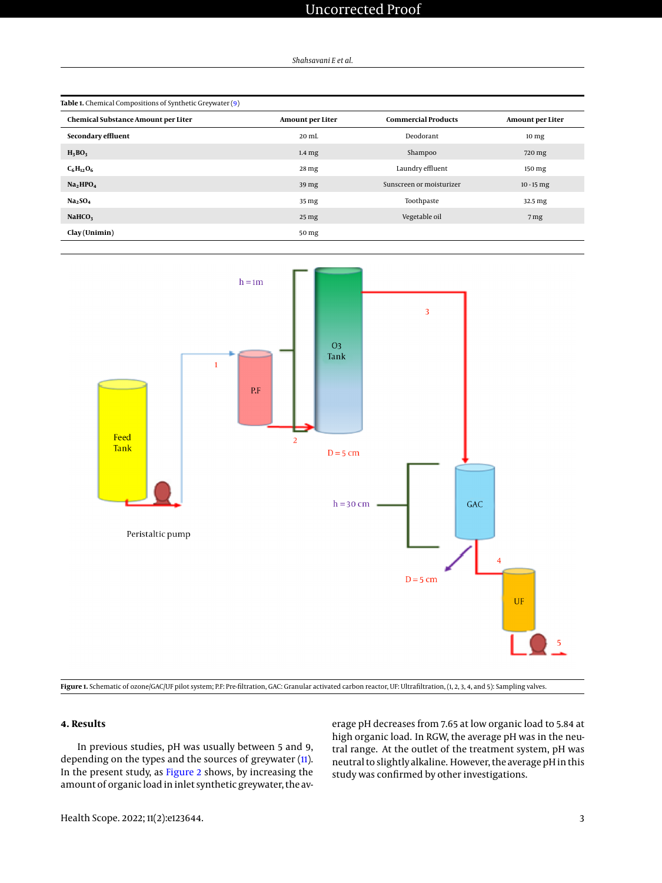**Table 1.** Chemical Compositions of Synthetic Greywater (9)

| Chemical Substance Amount per Liter | Amount per Liter | Commercial Products | Amount per Liter |
|---|---|---|---|
| **Secondary effluent** | 20 mL | Deodorant | 10 mg |
| **$H_3BO_3$** | 1.4 mg | Shampoo | 720 mg |
| **$C_6H_{12}O_6$** | 28 mg | Laundry effluent | 150 mg |
| **$Na_2HPO_4$** | 39 mg | Sunscreen or moisturizer | 10 - 15 mg |
| **$Na_2SO_4$** | 35 mg | Toothpaste | 32.5 mg |
| **$NaHCO_3$** | 25 mg | Vegetable oil | 7 mg |
| **Clay (Unimin)** | 50 mg | | |

**Figure 1.** Schematic of ozone/GAC/UF pilot system; P.F: Pre-filtration, GAC: Granular activated carbon reactor, UF: Ultrafiltration, (1, 2, 3, 4, and 5): Sampling valves.

## 4. Results

In previous studies, pH was usually between 5 and 9, depending on the types and the sources of greywater (11). In the present study, as Figure 2 shows, by increasing the amount of organic load in inlet synthetic greywater, the average pH decreases from 7.65 at low organic load to 5.84 at high organic load. In RGW, the average pH was in the neutral range. At the outlet of the treatment system, pH was neutral to slightly alkaline. However, the average pH in this study was confirmed by other investigations.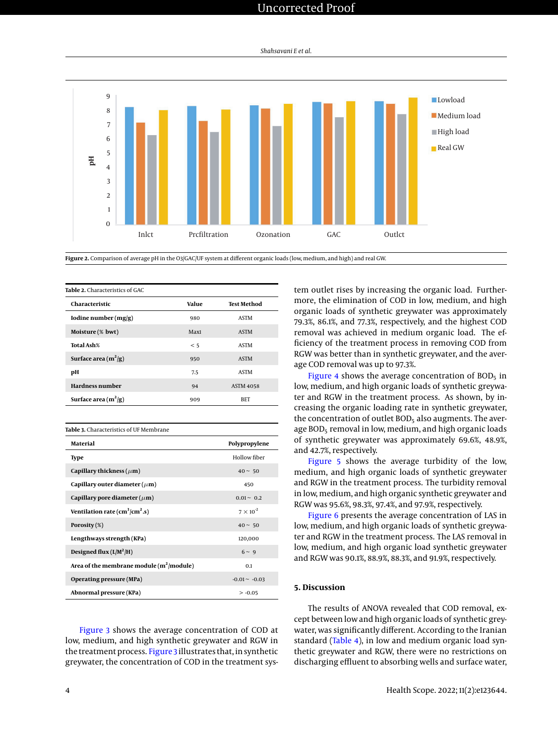Figure 2. Comparison of average pH in the O3/GAC/UF system at different organic loads (low, medium, and high) and real GW.

Table 2. Characteristics of GAC

| Characteristic | Value | Test Method |
|---|---|---|
| Iodine number (mg/g) | 980 | ASTM |
| Moisture (% bwt) | Max1 | ASTM |
| Total Ash% | < 5 | ASTM |
| Surface area ($m^2$/g) | 950 | ASTM |
| pH | 7.5 | ASTM |
| Hardness number | 94 | ASTM 4058 |
| Surface area ($m^2$/g) | 909 | BET |

Table 3. Characteristics of UF Membrane

| Material | Polypropylene |
|---|---|
| Type | Hollow fiber |
| Capillary thickness ($\mu$m) | 40 ~ 50 |
| Capillary outer diameter ($\mu$m) | 450 |
| Capillary pore diameter ($\mu$m) | 0.01 ~ 0.2 |
| Ventilation rate ($cm^3/cm^2$.s) | $7 \times 10^{-2}$ |
| Porosity (%) | 40 ~ 50 |
| Lengthways strength (KPa) | 120,000 |
| Designed flux ($L/M^2$/H) | 6 ~ 9 |
| Area of the membrane module ($m^2$/module) | 0.1 |
| Operating pressure (MPa) | -0.01 ~ -0.03 |
| Abnormal pressure (KPa) | > -0.05 |

Figure 3 shows the average concentration of COD at low, medium, and high synthetic greywater and RGW in the treatment process. Figure 3 illustrates that, in synthetic greywater, the concentration of COD in the treatment system outlet rises by increasing the organic load. Furthermore, the elimination of COD in low, medium, and high organic loads of synthetic greywater was approximately 79.3%, 86.1%, and 77.3%, respectively, and the highest COD removal was achieved in medium organic load. The efficiency of the treatment process in removing COD from RGW was better than in synthetic greywater, and the average COD removal was up to 97.3%.

Figure 4 shows the average concentration of $BOD_5$ in low, medium, and high organic loads of synthetic greywater and RGW in the treatment process. As shown, by increasing the organic loading rate in synthetic greywater, the concentration of outlet $BOD_5$ also augments. The average $BOD_5$ removal in low, medium, and high organic loads of synthetic greywater was approximately 69.6%, 48.9%, and 42.7%, respectively.

Figure 5 shows the average turbidity of the low, medium, and high organic loads of synthetic greywater and RGW in the treatment process. The turbidity removal in low, medium, and high organic synthetic greywater and RGW was 95.6%, 98.3%, 97.4%, and 97.9%, respectively.

Figure 6 presents the average concentration of LAS in low, medium, and high organic loads of synthetic greywater and RGW in the treatment process. The LAS removal in low, medium, and high organic load synthetic greywater and RGW was 90.1%, 88.9%, 88.3%, and 91.9%, respectively.

## 5. Discussion

The results of ANOVA revealed that COD removal, except between low and high organic loads of synthetic greywater, was significantly different. According to the Iranian standard (Table 4), in low and medium organic load synthetic greywater and RGW, there were no restrictions on discharging effluent to absorbing wells and surface water,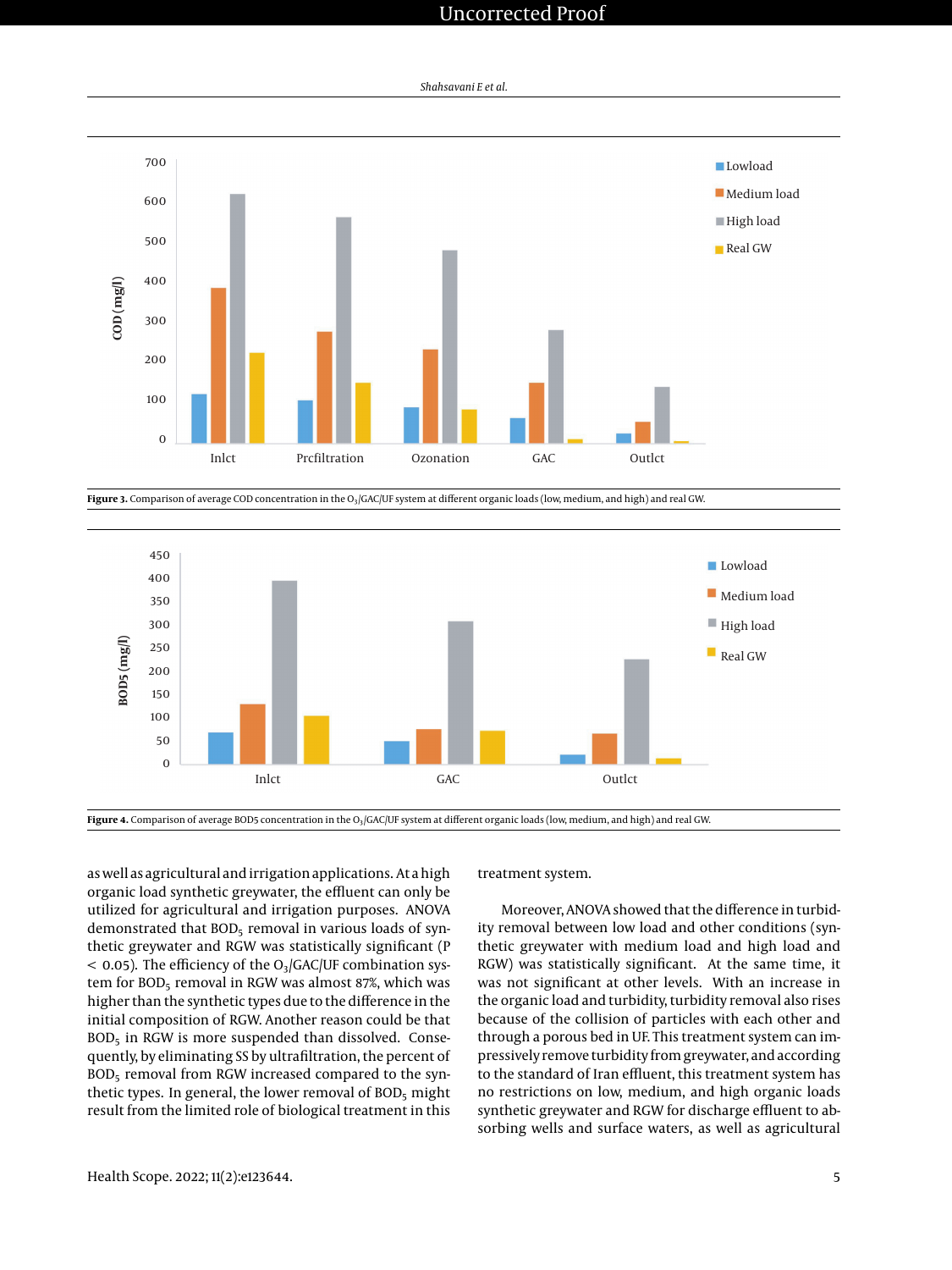Figure 3. Comparison of average COD concentration in the $O_3$/GAC/UF system at different organic loads (low, medium, and high) and real GW.

Figure 4. Comparison of average BOD5 concentration in the $O_3$/GAC/UF system at different organic loads (low, medium, and high) and real GW.

as well as agricultural and irrigation applications. At a high organic load synthetic greywater, the effluent can only be utilized for agricultural and irrigation purposes. ANOVA demonstrated that $BOD_5$ removal in various loads of synthetic greywater and RGW was statistically significant ($P < 0.05$). The efficiency of the $O_3$/GAC/UF combination system for $BOD_5$ removal in RGW was almost 87%, which was higher than the synthetic types due to the difference in the initial composition of RGW. Another reason could be that $BOD_5$ in RGW is more suspended than dissolved. Consequently, by eliminating SS by ultrafiltration, the percent of $BOD_5$ removal from RGW increased compared to the synthetic types. In general, the lower removal of $BOD_5$ might result from the limited role of biological treatment in this treatment system.

Moreover, ANOVA showed that the difference in turbidity removal between low load and other conditions (synthetic greywater with medium load and high load and RGW) was statistically significant. At the same time, it was not significant at other levels. With an increase in the organic load and turbidity, turbidity removal also rises because of the collision of particles with each other and through a porous bed in UF. This treatment system can impressively remove turbidity from greywater, and according to the standard of Iran effluent, this treatment system has no restrictions on low, medium, and high organic loads synthetic greywater and RGW for discharge effluent to absorbing wells and surface waters, as well as agricultural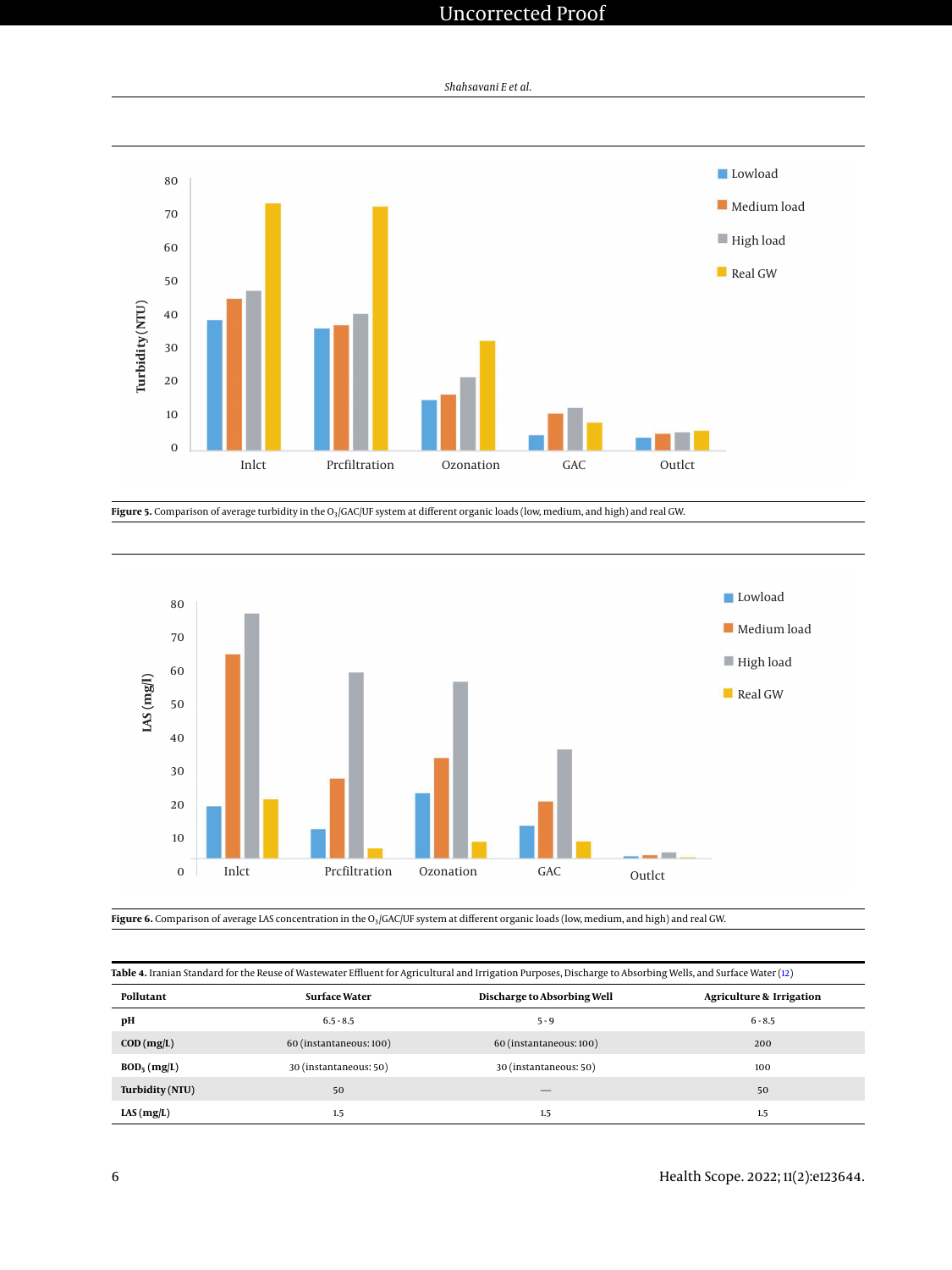Figure 5. Comparison of average turbidity in the $O_3$/GAC/UF system at different organic loads (low, medium, and high) and real GW.

Figure 6. Comparison of average LAS concentration in the $O_3$/GAC/UF system at different organic loads (low, medium, and high) and real GW.

**Table 4.** Iranian Standard for the Reuse of Wastewater Effluent for Agricultural and Irrigation Purposes, Discharge to Absorbing Wells, and Surface Water (12)

| Pollutant | Surface Water | Discharge to Absorbing Well | Agriculture & Irrigation |
|---|---|---|---|
| pH | 6.5 - 8.5 | 5 - 9 | 6 - 8.5 |
| COD (mg/L) | 60 (instantaneous: 100) | 60 (instantaneous: 100) | 200 |
| $BOD_5$ (mg/L) | 30 (instantaneous: 50) | 30 (instantaneous: 50) | 100 |
| Turbidity (NTU) | 50 | — | 50 |
| LAS (mg/L) | 1.5 | 1.5 | 1.5 |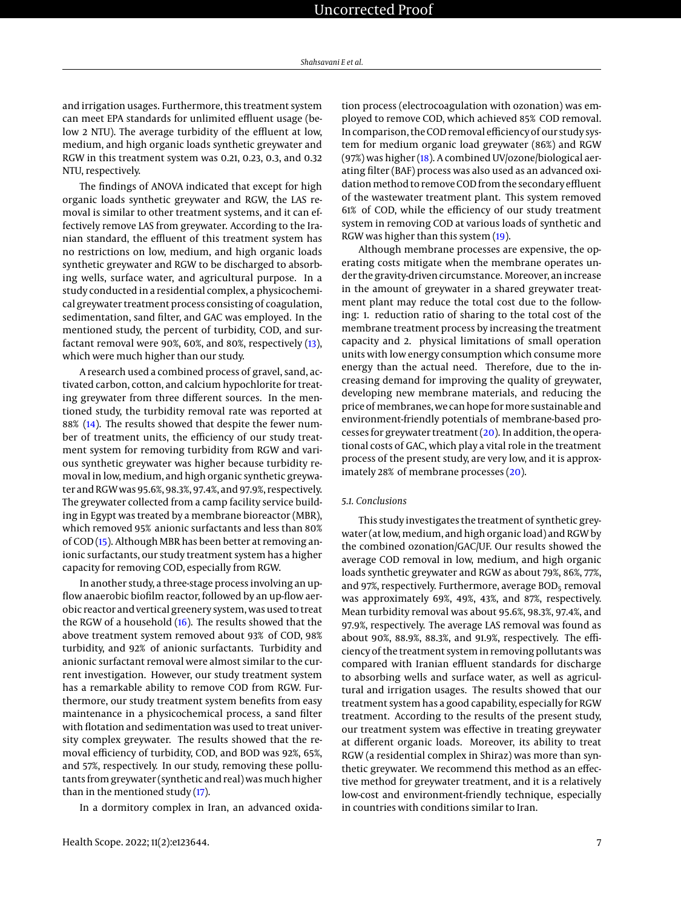and irrigation usages. Furthermore, this treatment system can meet EPA standards for unlimited effluent usage (below 2 NTU). The average turbidity of the effluent at low, medium, and high organic loads synthetic greywater and RGW in this treatment system was 0.21, 0.23, 0.3, and 0.32 NTU, respectively.

The findings of ANOVA indicated that except for high organic loads synthetic greywater and RGW, the LAS removal is similar to other treatment systems, and it can effectively remove LAS from greywater. According to the Iranian standard, the effluent of this treatment system has no restrictions on low, medium, and high organic loads synthetic greywater and RGW to be discharged to absorbing wells, surface water, and agricultural purpose. In a study conducted in a residential complex, a physicochemical greywater treatment process consisting of coagulation, sedimentation, sand filter, and GAC was employed. In the mentioned study, the percent of turbidity, COD, and surfactant removal were 90%, 60%, and 80%, respectively (13), which were much higher than our study.

A research used a combined process of gravel, sand, activated carbon, cotton, and calcium hypochlorite for treating greywater from three different sources. In the mentioned study, the turbidity removal rate was reported at 88% (14). The results showed that despite the fewer number of treatment units, the efficiency of our study treatment system for removing turbidity from RGW and various synthetic greywater was higher because turbidity removal in low, medium, and high organic synthetic greywater and RGW was 95.6%, 98.3%, 97.4%, and 97.9%, respectively. The greywater collected from a camp facility service building in Egypt was treated by a membrane bioreactor (MBR), which removed 95% anionic surfactants and less than 80% of COD (15). Although MBR has been better at removing anionic surfactants, our study treatment system has a higher capacity for removing COD, especially from RGW.

In another study, a three-stage process involving an up-flow anaerobic biofilm reactor, followed by an up-flow aerobic reactor and vertical greenery system, was used to treat the RGW of a household (16). The results showed that the above treatment system removed about 93% of COD, 98% turbidity, and 92% of anionic surfactants. Turbidity and anionic surfactant removal were almost similar to the current investigation. However, our study treatment system has a remarkable ability to remove COD from RGW. Furthermore, our study treatment system benefits from easy maintenance in a physicochemical process, a sand filter with flotation and sedimentation was used to treat university complex greywater. The results showed that the removal efficiency of turbidity, COD, and BOD was 92%, 65%, and 57%, respectively. In our study, removing these pollutants from greywater (synthetic and real) was much higher than in the mentioned study (17).

In a dormitory complex in Iran, an advanced oxidation process (electrocoagulation with ozonation) was employed to remove COD, which achieved 85% COD removal. In comparison, the COD removal efficiency of our study system for medium organic load greywater (86%) and RGW (97%) was higher (18). A combined UV/ozone/biological aerating filter (BAF) process was also used as an advanced oxidation method to remove COD from the secondary effluent of the wastewater treatment plant. This system removed 61% of COD, while the efficiency of our study treatment system in removing COD at various loads of synthetic and RGW was higher than this system (19).

Although membrane processes are expensive, the operating costs mitigate when the membrane operates under the gravity-driven circumstance. Moreover, an increase in the amount of greywater in a shared greywater treatment plant may reduce the total cost due to the following: 1. reduction ratio of sharing to the total cost of the membrane treatment process by increasing the treatment capacity and 2. physical limitations of small operation units with low energy consumption which consume more energy than the actual need. Therefore, due to the increasing demand for improving the quality of greywater, developing new membrane materials, and reducing the price of membranes, we can hope for more sustainable and environment-friendly potentials of membrane-based processes for greywater treatment (20). In addition, the operational costs of GAC, which play a vital role in the treatment process of the present study, are very low, and it is approximately 28% of membrane processes (20).

### 5.1. Conclusions

This study investigates the treatment of synthetic greywater (at low, medium, and high organic load) and RGW by the combined ozonation/GAC/UF. Our results showed the average COD removal in low, medium, and high organic loads synthetic greywater and RGW as about 79%, 86%, 77%, and 97%, respectively. Furthermore, average $BOD_5$ removal was approximately 69%, 49%, 43%, and 87%, respectively. Mean turbidity removal was about 95.6%, 98.3%, 97.4%, and 97.9%, respectively. The average LAS removal was found as about 90%, 88.9%, 88.3%, and 91.9%, respectively. The efficiency of the treatment system in removing pollutants was compared with Iranian effluent standards for discharge to absorbing wells and surface water, as well as agricultural and irrigation usages. The results showed that our treatment system has a good capability, especially for RGW treatment. According to the results of the present study, our treatment system was effective in treating greywater at different organic loads. Moreover, its ability to treat RGW (a residential complex in Shiraz) was more than synthetic greywater. We recommend this method as an effective method for greywater treatment, and it is a relatively low-cost and environment-friendly technique, especially in countries with conditions similar to Iran.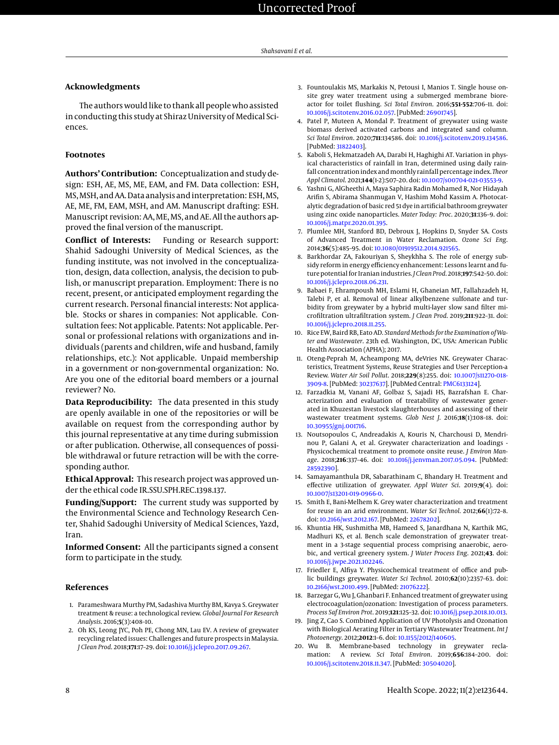## Acknowledgments

The authors would like to thank all people who assisted in conducting this study at Shiraz University of Medical Sciences.

## Footnotes

**Authors' Contribution:** Conceptualization and study design: ESH, AE, MS, ME, EAM, and FM. Data collection: ESH, MS, MSH, and AA. Data analysis and interpretation: ESH, MS, AE, ME, FM, EAM, MSH, and AM. Manuscript drafting: ESH. Manuscript revision: AA, ME, MS, and AE. All the authors approved the final version of the manuscript.

**Conflict of Interests:** Funding or Research support: Shahid Sadoughi University of Medical Sciences, as the funding institute, was not involved in the conceptualization, design, data collection, analysis, the decision to publish, or manuscript preparation. Employment: There is no recent, present, or anticipated employment regarding the current research. Personal financial interests: Not applicable. Stocks or shares in companies: Not applicable. Consultation fees: Not applicable. Patents: Not applicable. Personal or professional relations with organizations and individuals (parents and children, wife and husband, family relationships, etc.): Not applicable. Unpaid membership in a government or non-governmental organization: No. Are you one of the editorial board members or a journal reviewer? No.

**Data Reproducibility:** The data presented in this study are openly available in one of the repositories or will be available on request from the corresponding author by this journal representative at any time during submission or after publication. Otherwise, all consequences of possible withdrawal or future retraction will be with the corresponding author.

**Ethical Approval:** This research project was approved under the ethical code IR.SSU.SPH.REC.1398.137.

**Funding/Support:** The current study was supported by the Environmental Science and Technology Research Center, Shahid Sadoughi University of Medical Sciences, Yazd, Iran.

**Informed Consent:** All the participants signed a consent form to participate in the study.

## References

1. Parameshwara Murthy PM, Sadashiva Murthy BM, Kavya S. Greywater treatment & reuse: a technological review. *Global Journal For Research Analysis*. 2016;**5**(3):408–10.
2. Oh KS, Leong JYC, Poh PE, Chong MN, Lau EV. A review of greywater recycling related issues: Challenges and future prospects in Malaysia. *J Clean Prod*. 2018;**171**:17–29. doi: 10.1016/j.jclepro.2017.09.267.
3. Fountoulakis MS, Markakis N, Petousi I, Manios T. Single house on-site grey water treatment using a submerged membrane bioreactor for toilet flushing. *Sci Total Environ*. 2016;**551-552**:706–11. doi: 10.1016/j.scitotenv.2016.02.057. [PubMed: 26901745].
4. Patel P, Muteen A, Mondal P. Treatment of greywater using waste biomass derived activated carbons and integrated sand column. *Sci Total Environ*. 2020;**711**:134586. doi: 10.1016/j.scitotenv.2019.134586. [PubMed: 31822403].
5. Kaboli S, Hekmatzadeh AA, Darabi H, Haghighi AT. Variation in physical characteristics of rainfall in Iran, determined using daily rainfall concentration index and monthly rainfall percentage index. *Theor Appl Climatol*. 2021;**144**(1-2):507–20. doi: 10.1007/s00704-021-03553-9.
6. Yashni G, AlGheethi A, Maya Saphira Radin Mohamed R, Nor Hidayah Arifin S, Abirama Shanmugan V, Hashim Mohd Kassim A. Photocatalytic degradation of basic red 51 dye in artificial bathroom greywater using zinc oxide nanoparticles. *Mater Today: Proc*. 2020;**31**:136–9. doi: 10.1016/j.matpr.2020.01.395.
7. Plumlee MH, Stanford BD, Debroux J, Hopkins D, Snyder SA. Costs of Advanced Treatment in Water Reclamation. *Ozone Sci Eng*. 2014;**36**(5):485–95. doi: 10.1080/01919512.2014.921565.
8. Barkhordar ZA, Fakouriyan S, Sheykhha S. The role of energy subsidy reform in energy efficiency enhancement: Lessons learnt and future potential for Iranian industries. *J Clean Prod*. 2018;**197**:542–50. doi: 10.1016/j.jclepro.2018.06.231.
9. Babaei F, Ehrampoush MH, Eslami H, Ghaneian MT, Fallahzadeh H, Talebi P, et al. Removal of linear alkylbenzene sulfonate and turbidity from greywater by a hybrid multi-layer slow sand filter microfiltration ultrafiltration system. *J Clean Prod*. 2019;**211**:922–31. doi: 10.1016/j.jclepro.2018.11.255.
10. Rice EW, Baird RB, Eato AD. *Standard Methods for the Examination of Water and Wastewater*. 23th ed. Washington, DC, USA: American Public Health Association (APHA); 2017.
11. Oteng-Peprah M, Acheampong MA, deVries NK. Greywater Characteristics, Treatment Systems, Reuse Strategies and User Perception-a Review. *Water Air Soil Pollut*. 2018;**229**(8):255. doi: 10.1007/s11270-018-3909-8. [PubMed: 30237637]. [PubMed Central: PMC6133124].
12. Farzadkia M, Vanani AF, Golbaz S, Sajadi HS, Bazrafshan E. Characterization and evaluation of treatability of wastewater generated in Khuzestan livestock slaughterhouses and assessing of their wastewater treatment systems. *Glob Nest J*. 2016;**18**(1):108–18. doi: 10.30955/gnj.001716.
13. Noutsopoulos C, Andreadakis A, Kouris N, Charchousi D, Mendrinou P, Galani A, et al. Greywater characterization and loadings - Physicochemical treatment to promote onsite reuse. *J Environ Manage*. 2018;**216**:337–46. doi: 10.1016/j.jenvman.2017.05.094. [PubMed: 28592390].
14. Samayamanthula DR, Sabarathinam C, Bhandary H. Treatment and effective utilization of greywater. *Appl Water Sci*. 2019;**9**(4). doi: 10.1007/s13201-019-0966-0.
15. Smith E, Bani-Melhem K. Grey water characterization and treatment for reuse in an arid environment. *Water Sci Technol*. 2012;**66**(1):72–8. doi: 10.2166/wst.2012.167. [PubMed: 22678202].
16. Khuntia HK, Sushmitha MB, Hameed S, Janardhana N, Karthik MG, Madhuri KS, et al. Bench scale demonstration of greywater treatment in a 3-stage sequential process comprising anaerobic, aerobic, and vertical greenery system. *J Water Process Eng*. 2021;**43**. doi: 10.1016/j.jwpe.2021.102246.
17. Friedler E, Alfiya Y. Physicochemical treatment of office and public buildings greywater. *Water Sci Technol*. 2010;**62**(10):2357–63. doi: 10.2166/wst.2010.499. [PubMed: 21076222].
18. Barzegar G, Wu J, Ghanbari F. Enhanced treatment of greywater using electrocoagulation/ozonation: Investigation of process parameters. *Process Saf Environ Prot*. 2019;**121**:125–32. doi: 10.1016/j.psep.2018.10.013.
19. Jing Z, Cao S. Combined Application of UV Photolysis and Ozonation with Biological Aerating Filter in Tertiary Wastewater Treatment. *Int J Photoenergy*. 2012;**2012**:1–6. doi: 10.1155/2012/140605.
20. Wu B. Membrane-based technology in greywater reclamation: A review. *Sci Total Environ*. 2019;**656**:184–200. doi: 10.1016/j.scitotenv.2018.11.347. [PubMed: 30504020].